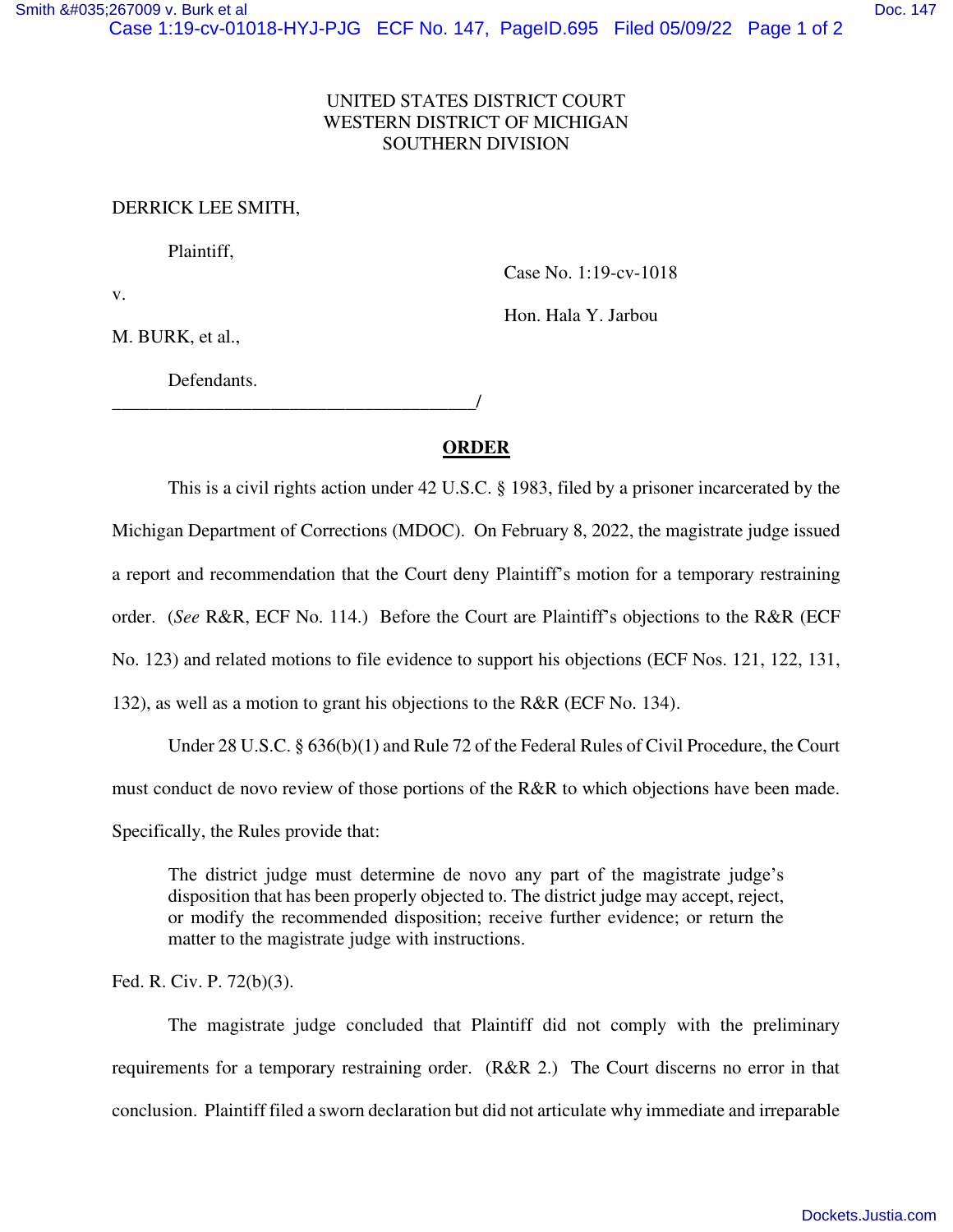UNITED STATES DISTRICT COURT
WESTERN DISTRICT OF MICHIGAN
SOUTHERN DIVISION

DERRICK LEE SMITH,

Plaintiff,

v.

M. BURK, et al.,

Defendants.

Case No. 1:19-cv-1018

Hon. Hala Y. Jarbou

______________________________________/

## ORDER

This is a civil rights action under 42 U.S.C. § 1983, filed by a prisoner incarcerated by the Michigan Department of Corrections (MDOC). On February 8, 2022, the magistrate judge issued a report and recommendation that the Court deny Plaintiff's motion for a temporary restraining order. (*See* R&R, ECF No. 114.) Before the Court are Plaintiff's objections to the R&R (ECF No. 123) and related motions to file evidence to support his objections (ECF Nos. 121, 122, 131, 132), as well as a motion to grant his objections to the R&R (ECF No. 134).

Under 28 U.S.C. § 636(b)(1) and Rule 72 of the Federal Rules of Civil Procedure, the Court must conduct de novo review of those portions of the R&R to which objections have been made. Specifically, the Rules provide that:

> The district judge must determine de novo any part of the magistrate judge's disposition that has been properly objected to. The district judge may accept, reject, or modify the recommended disposition; receive further evidence; or return the matter to the magistrate judge with instructions.

Fed. R. Civ. P. 72(b)(3).

The magistrate judge concluded that Plaintiff did not comply with the preliminary requirements for a temporary restraining order. (R&R 2.) The Court discerns no error in that conclusion. Plaintiff filed a sworn declaration but did not articulate why immediate and irreparable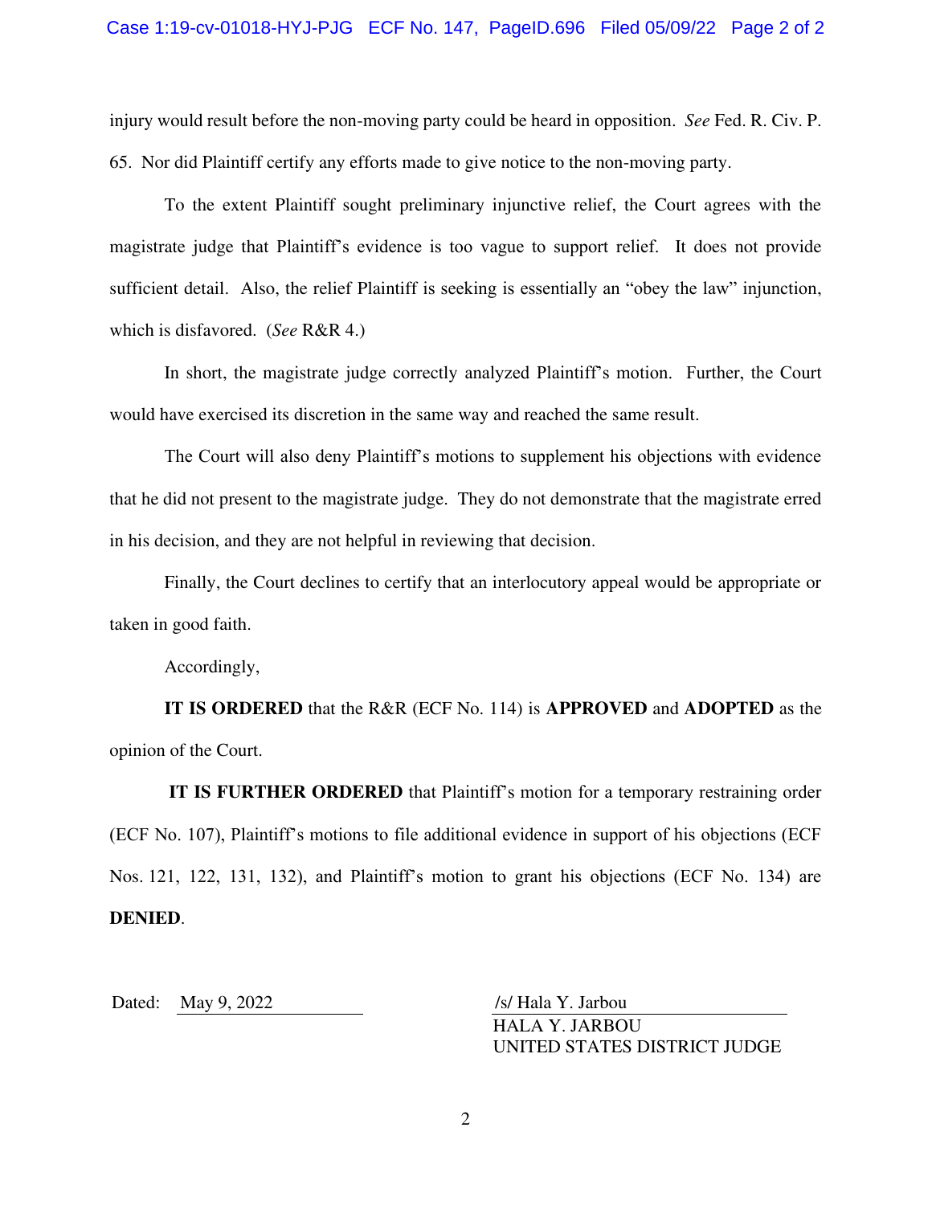injury would result before the non-moving party could be heard in opposition. *See* Fed. R. Civ. P. 65. Nor did Plaintiff certify any efforts made to give notice to the non-moving party.

To the extent Plaintiff sought preliminary injunctive relief, the Court agrees with the magistrate judge that Plaintiff's evidence is too vague to support relief. It does not provide sufficient detail. Also, the relief Plaintiff is seeking is essentially an "obey the law" injunction, which is disfavored. (*See* R&R 4.)

In short, the magistrate judge correctly analyzed Plaintiff's motion. Further, the Court would have exercised its discretion in the same way and reached the same result.

The Court will also deny Plaintiff's motions to supplement his objections with evidence that he did not present to the magistrate judge. They do not demonstrate that the magistrate erred in his decision, and they are not helpful in reviewing that decision.

Finally, the Court declines to certify that an interlocutory appeal would be appropriate or taken in good faith.

Accordingly,

**IT IS ORDERED** that the R&R (ECF No. 114) is **APPROVED** and **ADOPTED** as the opinion of the Court.

**IT IS FURTHER ORDERED** that Plaintiff's motion for a temporary restraining order (ECF No. 107), Plaintiff's motions to file additional evidence in support of his objections (ECF Nos. 121, 122, 131, 132), and Plaintiff's motion to grant his objections (ECF No. 134) are **DENIED**.

Dated: May 9, 2022

/s/ Hala Y. Jarbou
HALA Y. JARBOU
UNITED STATES DISTRICT JUDGE